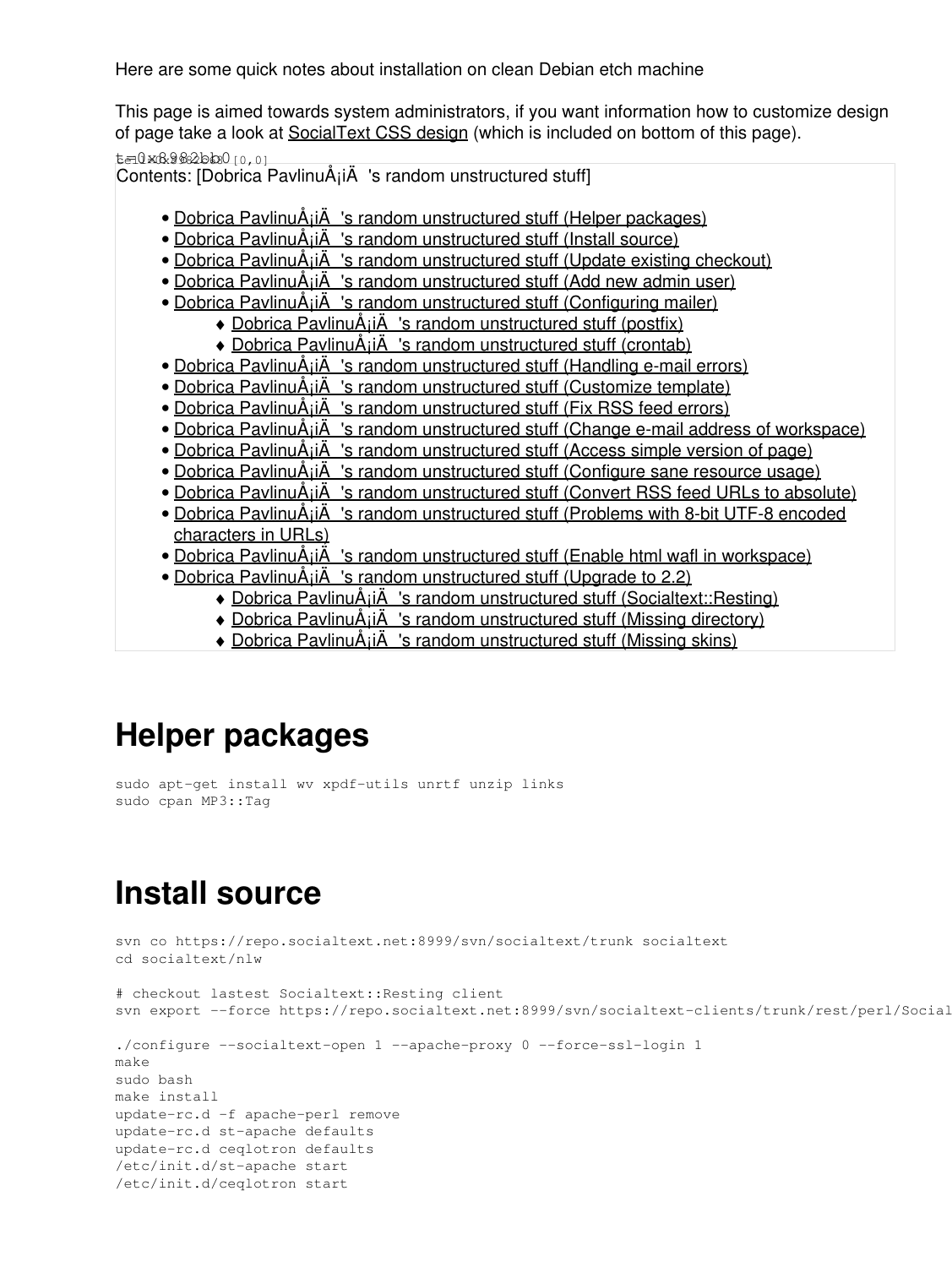Here are some quick notes about installation on clean Debian etch machine

This page is aimed towards system administrators, if you want information how to customize design of page take a look at SocialText CSS design (which is included on bottom of this page).

t=0x8982bb0 [0,0]

Contents: [Dobrica PavlinuÅ¡iÄ 's random unstructured stuff]

- Dobrica PavlinuÅ¡iÄ 's random unstructured stuff (Helper packages)
- Dobrica PavlinuÅ¡iÄ 's random unstructured stuff (Install source)
- Dobrica PavlinuÅ¡iÄ 's random unstructured stuff (Update existing checkout)
- Dobrica PavlinuÅ¡iÄ 's random unstructured stuff (Add new admin user)
- Dobrica PavlinuÅ¡iÄ 's random unstructured stuff (Configuring mailer)
  - Dobrica PavlinuÅ¡iÄ 's random unstructured stuff (postfix)
  - Dobrica PavlinuÅ¡iÄ 's random unstructured stuff (crontab)
- Dobrica PavlinuÅ¡iÄ 's random unstructured stuff (Handling e-mail errors)
- Dobrica PavlinuÅ¡iÄ 's random unstructured stuff (Customize template)
- Dobrica PavlinuÅ¡iÄ 's random unstructured stuff (Fix RSS feed errors)
- Dobrica PavlinuÅ¡iÄ 's random unstructured stuff (Change e-mail address of workspace)
- Dobrica PavlinuÅ¡iÄ 's random unstructured stuff (Access simple version of page)
- Dobrica PavlinuÅ¡iÄ 's random unstructured stuff (Configure sane resource usage)
- Dobrica PavlinuÅ¡iÄ 's random unstructured stuff (Convert RSS feed URLs to absolute)
- Dobrica PavlinuÅ¡iÄ 's random unstructured stuff (Problems with 8-bit UTF-8 encoded characters in URLs)
- Dobrica PavlinuÅ¡iÄ 's random unstructured stuff (Enable html wafl in workspace)
- Dobrica PavlinuÅ¡iÄ 's random unstructured stuff (Upgrade to 2.2)
  - Dobrica PavlinuÅ¡iÄ 's random unstructured stuff (Socialtext::Resting)
  - Dobrica PavlinuÅ¡iÄ 's random unstructured stuff (Missing directory)
  - Dobrica PavlinuÅ¡iÄ 's random unstructured stuff (Missing skins)

# Helper packages

```
sudo apt-get install wv xpdf-utils unrtf unzip links
sudo cpan MP3::Tag
```

# Install source

```
svn co https://repo.socialtext.net:8999/svn/socialtext/trunk socialtext
cd socialtext/nlw

# checkout lastest Socialtext::Resting client
svn export --force https://repo.socialtext.net:8999/svn/socialtext-clients/trunk/rest/perl/Social

./configure --socialtext-open 1 --apache-proxy 0 --force-ssl-login 1
make
sudo bash
make install
update-rc.d -f apache-perl remove
update-rc.d st-apache defaults
update-rc.d ceqlotron defaults
/etc/init.d/st-apache start
/etc/init.d/ceqlotron start
```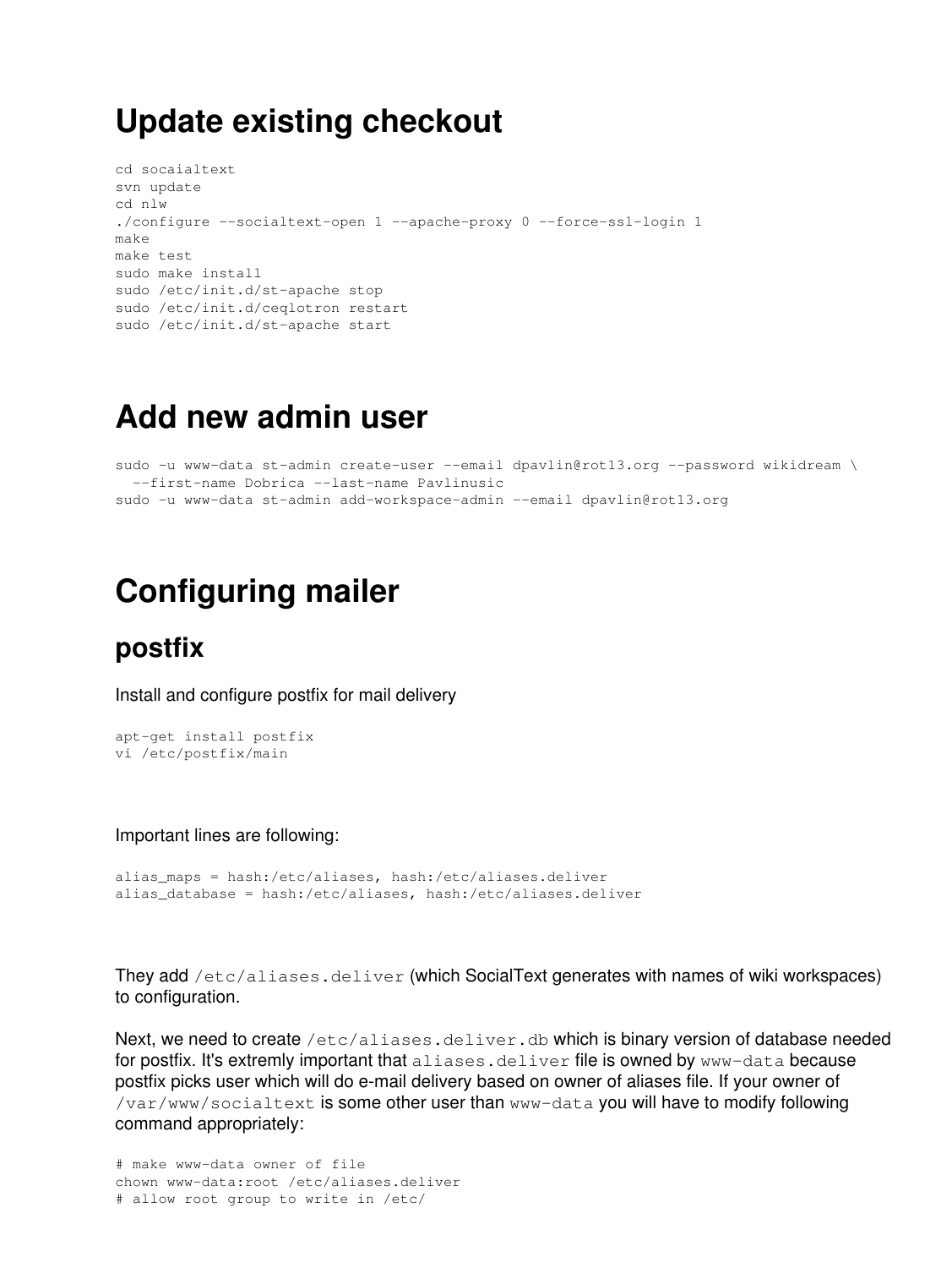# Update existing checkout

```
cd socaialtext
svn update
cd nlw
./configure --socialtext-open 1 --apache-proxy 0 --force-ssl-login 1
make
make test
sudo make install
sudo /etc/init.d/st-apache stop
sudo /etc/init.d/ceqlotron restart
sudo /etc/init.d/st-apache start
```

# Add new admin user

```
sudo -u www-data st-admin create-user --email dpavlin@rot13.org --password wikidream \
  --first-name Dobrica --last-name Pavlinusic
sudo -u www-data st-admin add-workspace-admin --email dpavlin@rot13.org
```

# Configuring mailer

## postfix

Install and configure postfix for mail delivery

```
apt-get install postfix
vi /etc/postfix/main
```

Important lines are following:

```
alias_maps = hash:/etc/aliases, hash:/etc/aliases.deliver
alias_database = hash:/etc/aliases, hash:/etc/aliases.deliver
```

They add `/etc/aliases.deliver` (which SocialText generates with names of wiki workspaces) to configuration.

Next, we need to create `/etc/aliases.deliver.db` which is binary version of database needed for postfix. It's extremly important that `aliases.deliver` file is owned by `www-data` because postfix picks user which will do e-mail delivery based on owner of aliases file. If your owner of `/var/www/socialtext` is some other user than `www-data` you will have to modify following command appropriately:

```
# make www-data owner of file
chown www-data:root /etc/aliases.deliver
# allow root group to write in /etc/
```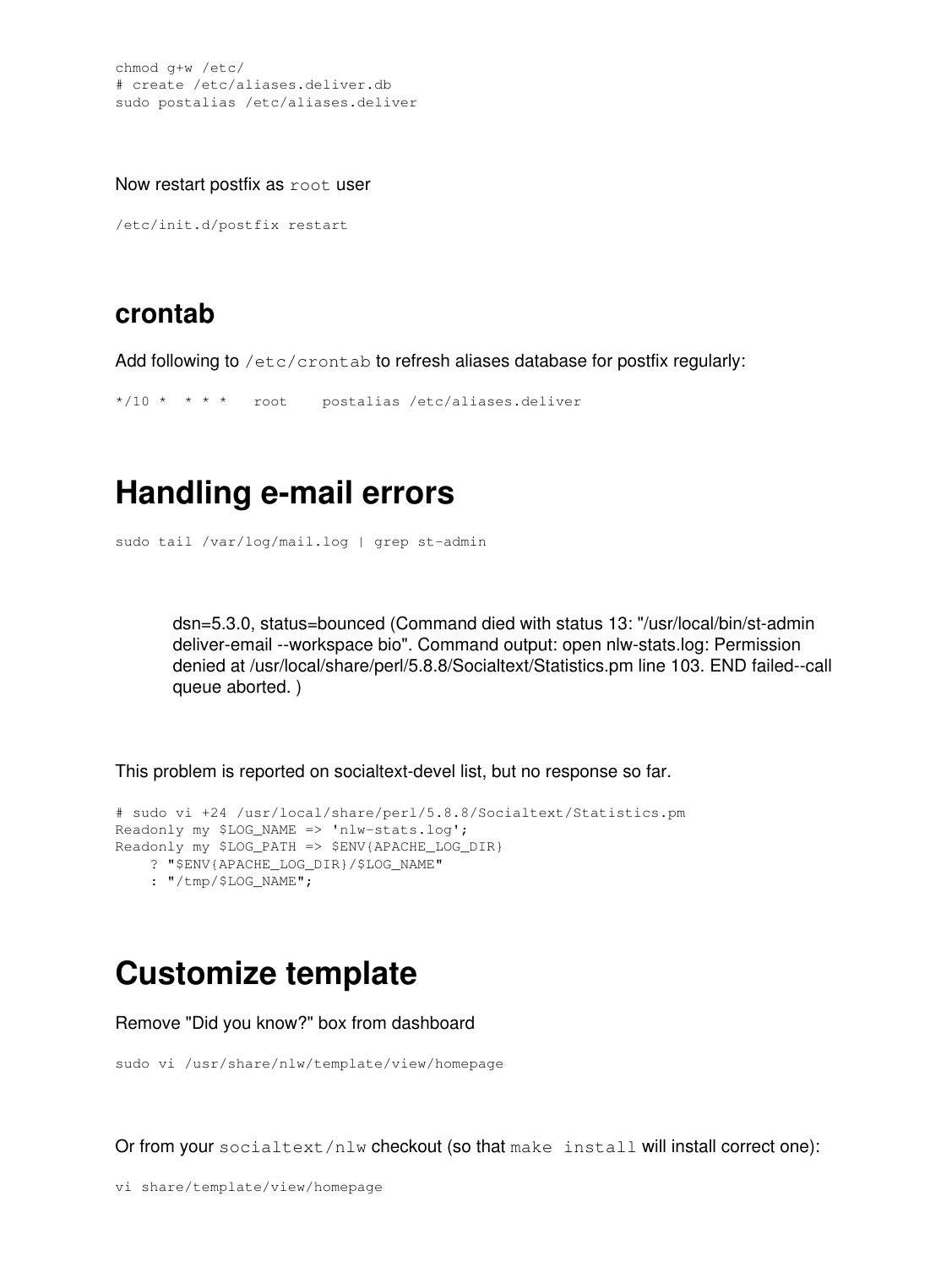```
chmod g+w /etc/
# create /etc/aliases.deliver.db
sudo postalias /etc/aliases.deliver
```

Now restart postfix as `root` user

```
/etc/init.d/postfix restart
```

### crontab

Add following to `/etc/crontab` to refresh aliases database for postfix regularly:

```
*/10 *  * * *   root    postalias /etc/aliases.deliver
```

## Handling e-mail errors

```
sudo tail /var/log/mail.log | grep st-admin
```

> dsn=5.3.0, status=bounced (Command died with status 13: "/usr/local/bin/st-admin deliver-email --workspace bio". Command output: open nlw-stats.log: Permission denied at /usr/local/share/perl/5.8.8/Socialtext/Statistics.pm line 103. END failed--call queue aborted. )

This problem is reported on socialtext-devel list, but no response so far.

```
# sudo vi +24 /usr/local/share/perl/5.8.8/Socialtext/Statistics.pm
Readonly my $LOG_NAME => 'nlw-stats.log';
Readonly my $LOG_PATH => $ENV{APACHE_LOG_DIR}
    ? "$ENV{APACHE_LOG_DIR}/$LOG_NAME"
    : "/tmp/$LOG_NAME";
```

## Customize template

Remove "Did you know?" box from dashboard

```
sudo vi /usr/share/nlw/template/view/homepage
```

Or from your `socialtext/nlw` checkout (so that `make install` will install correct one):

```
vi share/template/view/homepage
```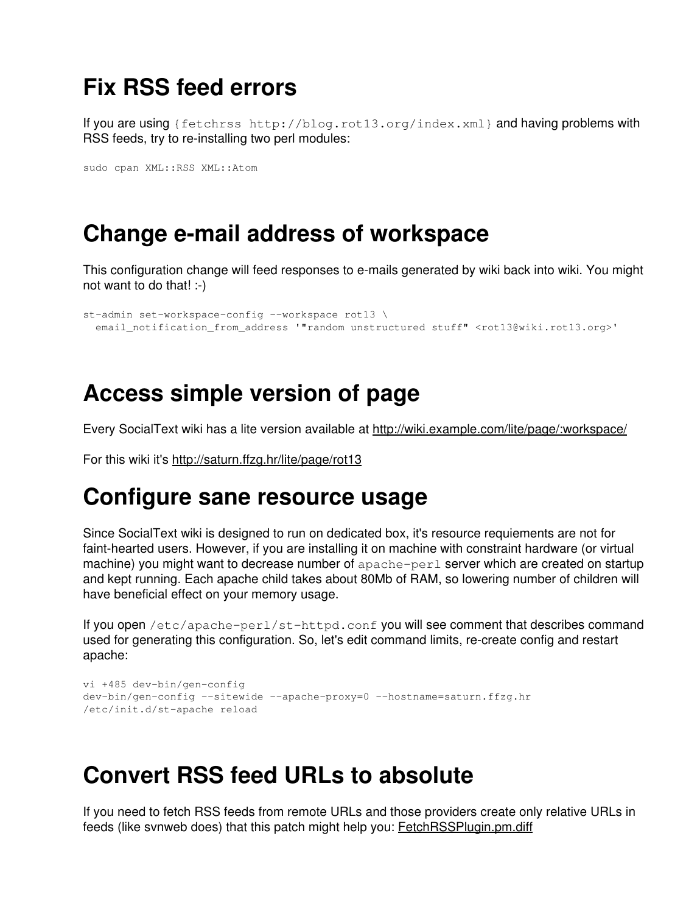# Fix RSS feed errors

If you are using `{fetchrss http://blog.rot13.org/index.xml}` and having problems with RSS feeds, try to re-installing two perl modules:

```
sudo cpan XML::RSS XML::Atom
```

# Change e-mail address of workspace

This configuration change will feed responses to e-mails generated by wiki back into wiki. You might not want to do that! :-)

```
st-admin set-workspace-config --workspace rot13 \
  email_notification_from_address '"random unstructured stuff" <rot13@wiki.rot13.org>'
```

# Access simple version of page

Every SocialText wiki has a lite version available at http://wiki.example.com/lite/page/:workspace/

For this wiki it's http://saturn.ffzg.hr/lite/page/rot13

# Configure sane resource usage

Since SocialText wiki is designed to run on dedicated box, it's resource requiements are not for faint-hearted users. However, if you are installing it on machine with constraint hardware (or virtual machine) you might want to decrease number of `apache-perl` server which are created on startup and kept running. Each apache child takes about 80Mb of RAM, so lowering number of children will have beneficial effect on your memory usage.

If you open `/etc/apache-perl/st-httpd.conf` you will see comment that describes command used for generating this configuration. So, let's edit command limits, re-create config and restart apache:

```
vi +485 dev-bin/gen-config
dev-bin/gen-config --sitewide --apache-proxy=0 --hostname=saturn.ffzg.hr
/etc/init.d/st-apache reload
```

# Convert RSS feed URLs to absolute

If you need to fetch RSS feeds from remote URLs and those providers create only relative URLs in feeds (like svnweb does) that this patch might help you: FetchRSSPlugin.pm.diff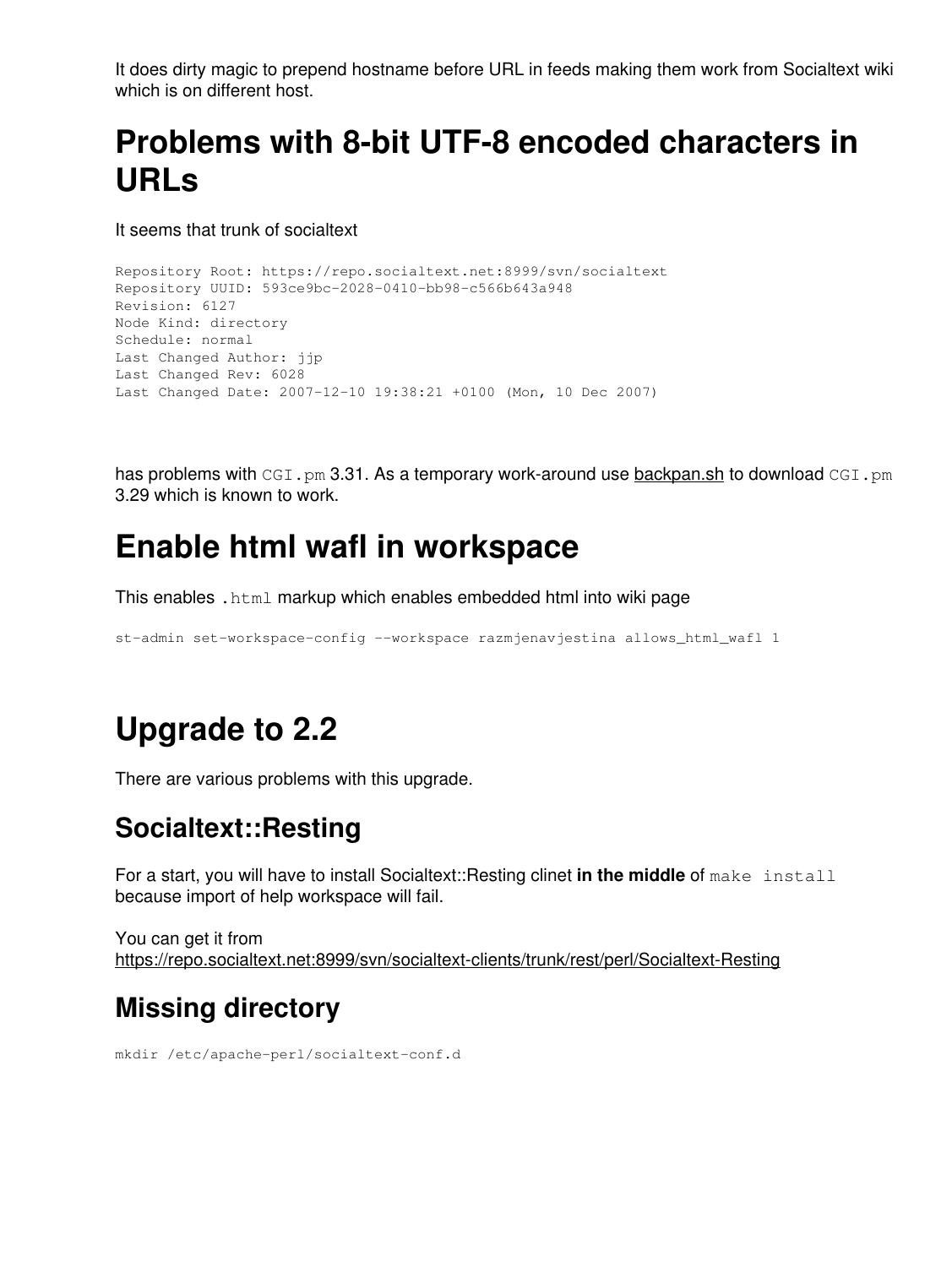It does dirty magic to prepend hostname before URL in feeds making them work from Socialtext wiki which is on different host.

# Problems with 8-bit UTF-8 encoded characters in URLs

It seems that trunk of socialtext

```
Repository Root: https://repo.socialtext.net:8999/svn/socialtext
Repository UUID: 593ce9bc-2028-0410-bb98-c566b643a948
Revision: 6127
Node Kind: directory
Schedule: normal
Last Changed Author: jjp
Last Changed Rev: 6028
Last Changed Date: 2007-12-10 19:38:21 +0100 (Mon, 10 Dec 2007)
```

has problems with `CGI.pm` 3.31. As a temporary work-around use backpan.sh to download `CGI.pm` 3.29 which is known to work.

# Enable html wafl in workspace

This enables `.html` markup which enables embedded html into wiki page

```
st-admin set-workspace-config --workspace razmjenavjestina allows_html_wafl 1
```

# Upgrade to 2.2

There are various problems with this upgrade.

## Socialtext::Resting

For a start, you will have to install Socialtext::Resting clinet **in the middle** of `make install` because import of help workspace will fail.

You can get it from https://repo.socialtext.net:8999/svn/socialtext-clients/trunk/rest/perl/Socialtext-Resting

## Missing directory

```
mkdir /etc/apache-perl/socialtext-conf.d
```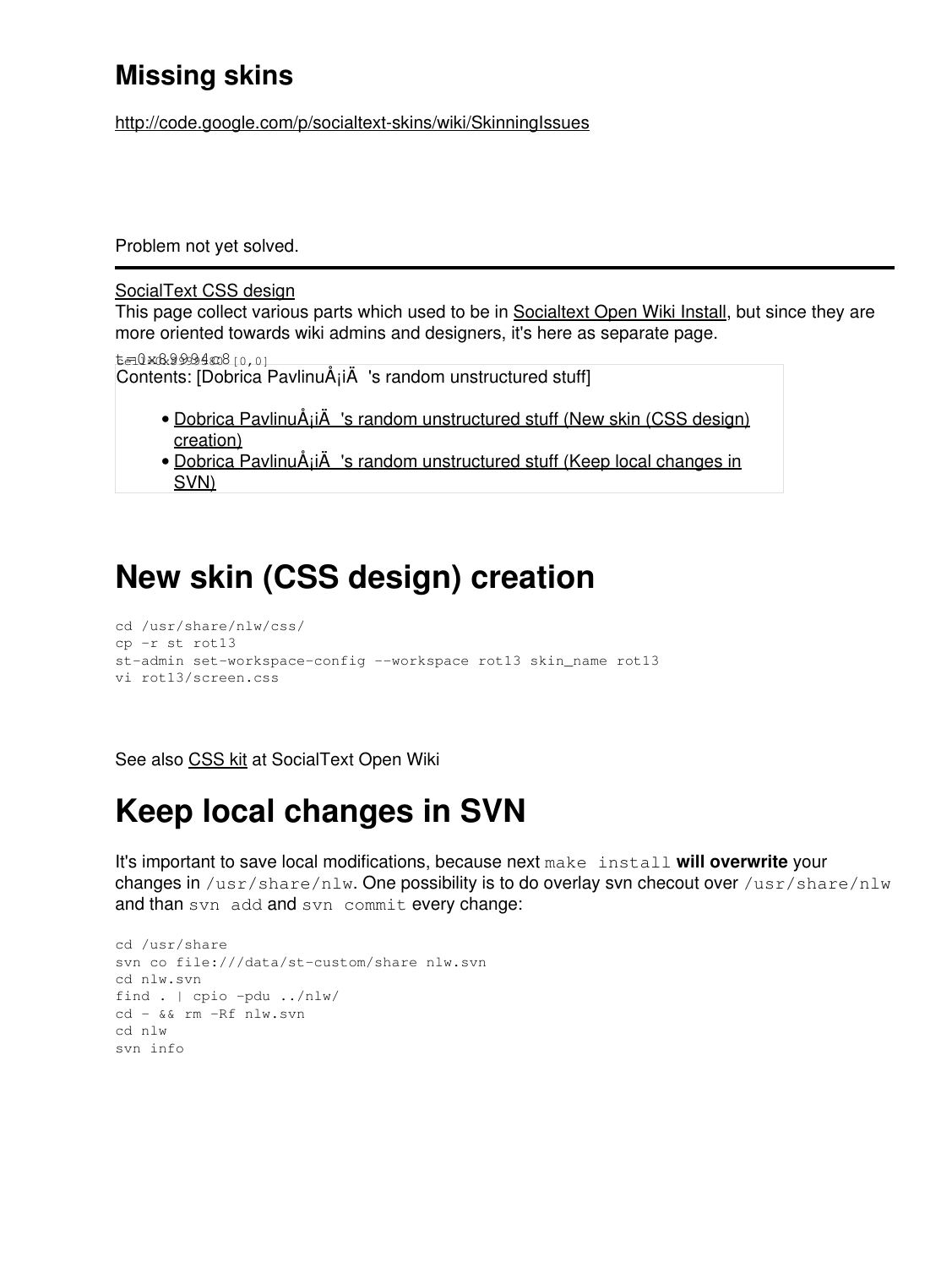## Missing skins

http://code.google.com/p/socialtext-skins/wiki/SkinningIssues

Problem not yet solved.

---

SocialText CSS design

This page collect various parts which used to be in Socialtext Open Wiki Install, but since they are more oriented towards wiki admins and designers, it's here as separate page.

t=0x89994c8 [0,0]

Contents: [Dobrica PavlinuÅ¡iÄ 's random unstructured stuff]

- Dobrica PavlinuÅ¡iÄ 's random unstructured stuff (New skin (CSS design) creation)
- Dobrica PavlinuÅ¡iÄ 's random unstructured stuff (Keep local changes in SVN)

# New skin (CSS design) creation

```
cd /usr/share/nlw/css/
cp -r st rot13
st-admin set-workspace-config --workspace rot13 skin_name rot13
vi rot13/screen.css
```

See also CSS kit at SocialText Open Wiki

# Keep local changes in SVN

It's important to save local modifications, because next `make install` **will overwrite** your changes in `/usr/share/nlw`. One possibility is to do overlay svn checkout over `/usr/share/nlw` and than `svn add` and `svn commit` every change:

```
cd /usr/share
svn co file:///data/st-custom/share nlw.svn
cd nlw.svn
find . | cpio -pdu ../nlw/
cd - && rm -Rf nlw.svn
cd nlw
svn info
```